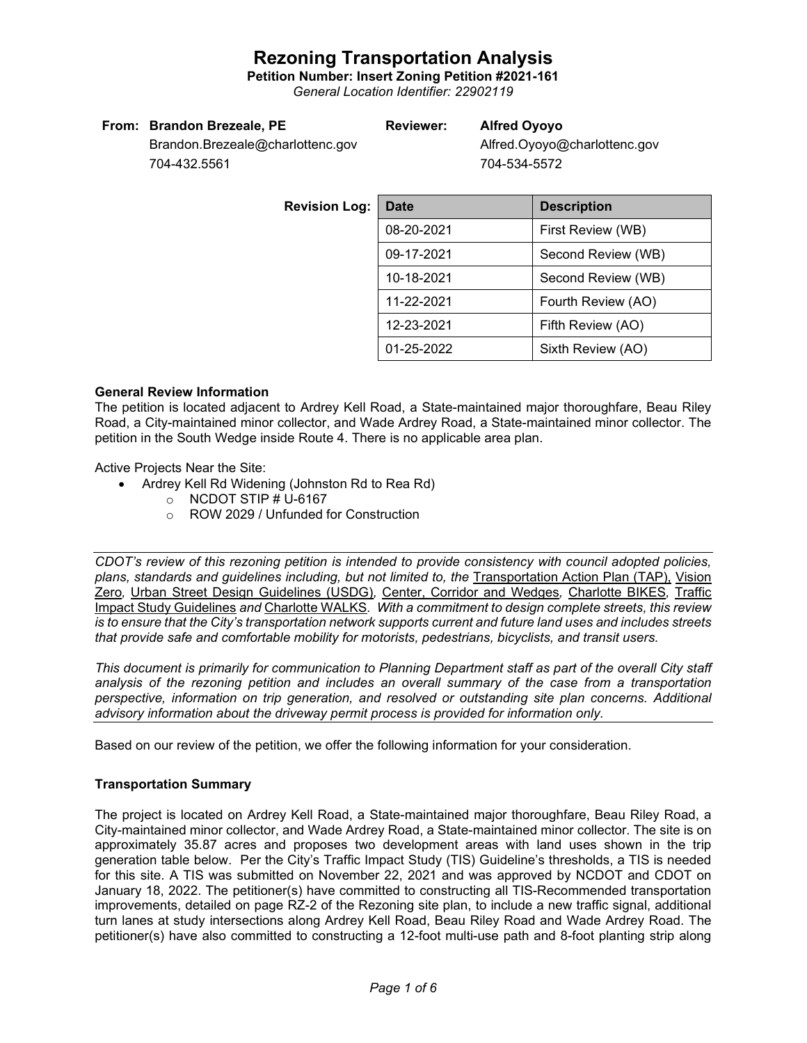# Rezoning Transportation Analysis

**Petition Number: Insert Zoning Petition #2021-161**

*General Location Identifier: 22902119*

**From: Brandon Brezeale, PE**
Brandon.Brezeale@charlottenc.gov
704-432.5561

**Reviewer: Alfred Oyoyo**
Alfred.Oyoyo@charlottenc.gov
704-534-5572

**Revision Log:**

| Date | Description |
|---|---|
| 08-20-2021 | First Review (WB) |
| 09-17-2021 | Second Review (WB) |
| 10-18-2021 | Second Review (WB) |
| 11-22-2021 | Fourth Review (AO) |
| 12-23-2021 | Fifth Review (AO) |
| 01-25-2022 | Sixth Review (AO) |

### General Review Information

The petition is located adjacent to Ardrey Kell Road, a State-maintained major thoroughfare, Beau Riley Road, a City-maintained minor collector, and Wade Ardrey Road, a State-maintained minor collector. The petition in the South Wedge inside Route 4. There is no applicable area plan.

Active Projects Near the Site:

- Ardrey Kell Rd Widening (Johnston Rd to Rea Rd)
  - NCDOT STIP # U-6167
  - ROW 2029 / Unfunded for Construction

*CDOT's review of this rezoning petition is intended to provide consistency with council adopted policies, plans, standards and guidelines including, but not limited to, the* Transportation Action Plan (TAP), Vision Zero*,* Urban Street Design Guidelines (USDG)*,* Center, Corridor and Wedges*,* Charlotte BIKES*,* Traffic Impact Study Guidelines *and* Charlotte WALKS*. With a commitment to design complete streets, this review is to ensure that the City's transportation network supports current and future land uses and includes streets that provide safe and comfortable mobility for motorists, pedestrians, bicyclists, and transit users.*

*This document is primarily for communication to Planning Department staff as part of the overall City staff analysis of the rezoning petition and includes an overall summary of the case from a transportation perspective, information on trip generation, and resolved or outstanding site plan concerns. Additional advisory information about the driveway permit process is provided for information only.*

Based on our review of the petition, we offer the following information for your consideration.

### Transportation Summary

The project is located on Ardrey Kell Road, a State-maintained major thoroughfare, Beau Riley Road, a City-maintained minor collector, and Wade Ardrey Road, a State-maintained minor collector. The site is on approximately 35.87 acres and proposes two development areas with land uses shown in the trip generation table below. Per the City's Traffic Impact Study (TIS) Guideline's thresholds, a TIS is needed for this site. A TIS was submitted on November 22, 2021 and was approved by NCDOT and CDOT on January 18, 2022. The petitioner(s) have committed to constructing all TIS-Recommended transportation improvements, detailed on page RZ-2 of the Rezoning site plan, to include a new traffic signal, additional turn lanes at study intersections along Ardrey Kell Road, Beau Riley Road and Wade Ardrey Road. The petitioner(s) have also committed to constructing a 12-foot multi-use path and 8-foot planting strip along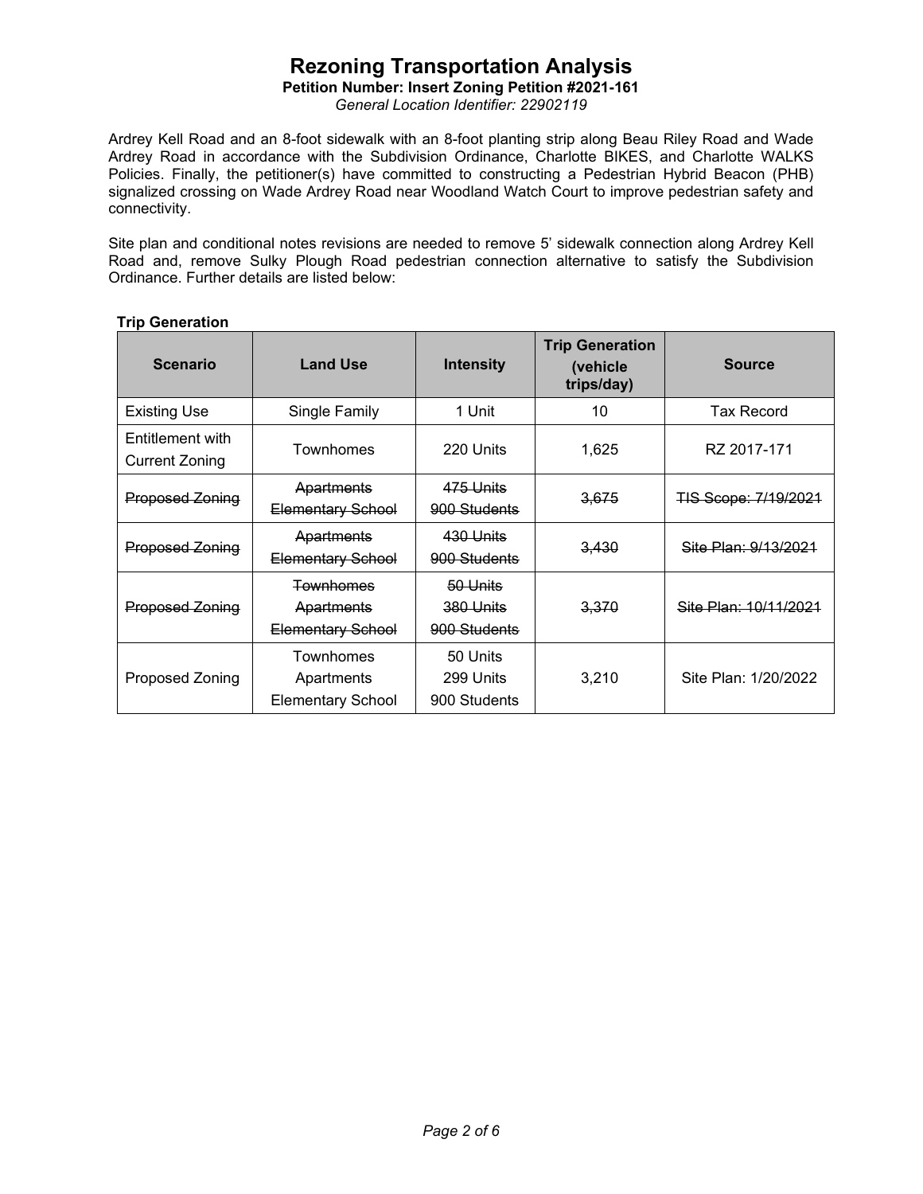# Rezoning Transportation Analysis

**Petition Number: Insert Zoning Petition #2021-161**

*General Location Identifier: 22902119*

Ardrey Kell Road and an 8-foot sidewalk with an 8-foot planting strip along Beau Riley Road and Wade Ardrey Road in accordance with the Subdivision Ordinance, Charlotte BIKES, and Charlotte WALKS Policies. Finally, the petitioner(s) have committed to constructing a Pedestrian Hybrid Beacon (PHB) signalized crossing on Wade Ardrey Road near Woodland Watch Court to improve pedestrian safety and connectivity.

Site plan and conditional notes revisions are needed to remove 5' sidewalk connection along Ardrey Kell Road and, remove Sulky Plough Road pedestrian connection alternative to satisfy the Subdivision Ordinance. Further details are listed below:

**Trip Generation**

| Scenario | Land Use | Intensity | Trip Generation (vehicle trips/day) | Source |
|---|---|---|---|---|
| Existing Use | Single Family | 1 Unit | 10 | Tax Record |
| Entitlement with Current Zoning | Townhomes | 220 Units | 1,625 | RZ 2017-171 |
| ~~Proposed Zoning~~ | ~~Apartments~~<br>~~Elementary School~~ | ~~475 Units~~<br>~~900 Students~~ | ~~3,675~~ | ~~TIS Scope: 7/19/2021~~ |
| ~~Proposed Zoning~~ | ~~Apartments~~<br>~~Elementary School~~ | ~~430 Units~~<br>~~900 Students~~ | ~~3,430~~ | ~~Site Plan: 9/13/2021~~ |
| ~~Proposed Zoning~~ | ~~Townhomes~~<br>~~Apartments~~<br>~~Elementary School~~ | ~~50 Units~~<br>~~380 Units~~<br>~~900 Students~~ | ~~3,370~~ | ~~Site Plan: 10/11/2021~~ |
| Proposed Zoning | Townhomes<br>Apartments<br>Elementary School | 50 Units<br>299 Units<br>900 Students | 3,210 | Site Plan: 1/20/2022 |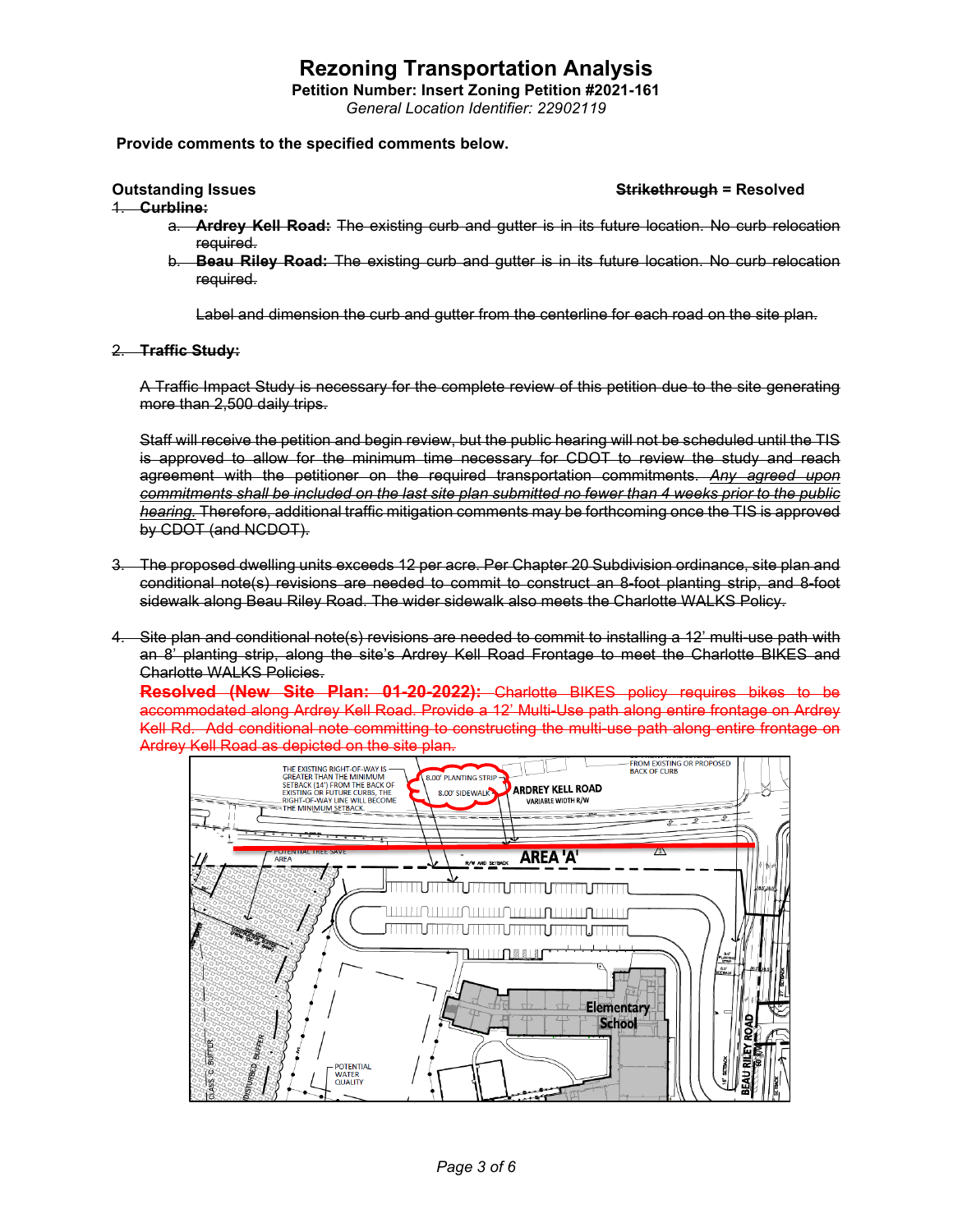# Rezoning Transportation Analysis

**Petition Number: Insert Zoning Petition #2021-161**

*General Location Identifier: 22902119*

**Provide comments to the specified comments below.**

**Outstanding Issues** | ~~**Strikethrough**~~ **= Resolved**

1. ~~**Curbline:**~~
   a. ~~**Ardrey Kell Road:** The existing curb and gutter is in its future location. No curb relocation required.~~
   b. ~~**Beau Riley Road:** The existing curb and gutter is in its future location. No curb relocation required.~~

   ~~Label and dimension the curb and gutter from the centerline for each road on the site plan.~~

2. ~~**Traffic Study:**~~

   ~~A Traffic Impact Study is necessary for the complete review of this petition due to the site generating more than 2,500 daily trips.~~

   ~~Staff will receive the petition and begin review, but the public hearing will not be scheduled until the TIS is approved to allow for the minimum time necessary for CDOT to review the study and reach agreement with the petitioner on the required transportation commitments. *Any agreed upon commitments shall be included on the last site plan submitted no fewer than 4 weeks prior to the public hearing.* Therefore, additional traffic mitigation comments may be forthcoming once the TIS is approved by CDOT (and NCDOT).~~

3. ~~The proposed dwelling units exceeds 12 per acre. Per Chapter 20 Subdivision ordinance, site plan and conditional note(s) revisions are needed to commit to construct an 8-foot planting strip, and 8-foot sidewalk along Beau Riley Road. The wider sidewalk also meets the Charlotte WALKS Policy.~~

4. ~~Site plan and conditional note(s) revisions are needed to commit to installing a 12' multi-use path with an 8' planting strip, along the site's Ardrey Kell Road Frontage to meet the Charlotte BIKES and Charlotte WALKS Policies.~~

   ~~**Resolved (New Site Plan: 01-20-2022):** Charlotte BIKES policy requires bikes to be accommodated along Ardrey Kell Road. Provide a 12' Multi-Use path along entire frontage on Ardrey Kell Rd. Add conditional note committing to constructing the multi-use path along entire frontage on Ardrey Kell Road as depicted on the site plan.~~

THE EXISTING RIGHT-OF-WAY IS GREATER THAN THE MINIMUM SETBACK (14') FROM THE BACK OF EXISTING OR FUTURE CURBS, THE RIGHT-OF-WAY LINE WILL BECOME THE MINIMUM SETBACK.

8.00' PLANTING STRIP

8.00' SIDEWALK

ARDREY KELL ROAD
VARIABLE WIDTH R/W

FROM EXISTING OR PROPOSED BACK OF CURB

POTENTIAL TREE SAVE AREA

R/W AND SETBACK

AREA 'A'

Elementary School

POTENTIAL WATER QUALITY

CLASS C BUFFER

UNDISTURBED BUFFER

BEAU RILEY ROAD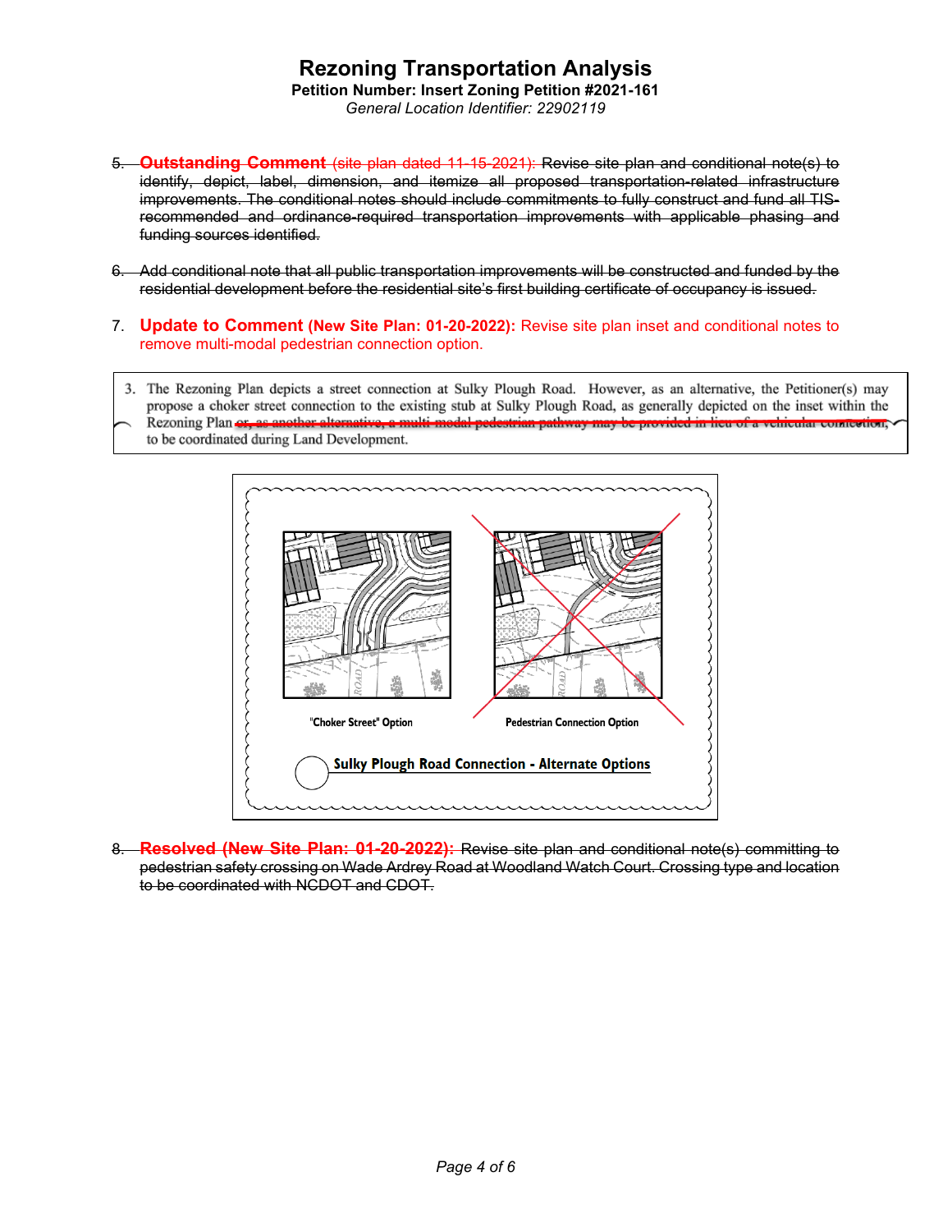5. ~~**Outstanding Comment** (site plan dated 11-15-2021): Revise site plan and conditional note(s) to identify, depict, label, dimension, and itemize all proposed transportation-related infrastructure improvements. The conditional notes should include commitments to fully construct and fund all TIS-recommended and ordinance-required transportation improvements with applicable phasing and funding sources identified.~~

6. ~~Add conditional note that all public transportation improvements will be constructed and funded by the residential development before the residential site's first building certificate of occupancy is issued.~~

7. **Update to Comment (New Site Plan: 01-20-2022):** Revise site plan inset and conditional notes to remove multi-modal pedestrian connection option.

> 3. The Rezoning Plan depicts a street connection at Sulky Plough Road. However, as an alternative, the Petitioner(s) may propose a choker street connection to the existing stub at Sulky Plough Road, as generally depicted on the inset within the Rezoning Plan ~~or, as another alternative, a multi-modal pedestrian pathway may be provided in lieu of a vehicular connection,~~ to be coordinated during Land Development.

"Choker Street" Option

~~Pedestrian Connection Option~~

Sulky Plough Road Connection - Alternate Options

8. ~~**Resolved (New Site Plan: 01-20-2022):** Revise site plan and conditional note(s) committing to pedestrian safety crossing on Wade Ardrey Road at Woodland Watch Court. Crossing type and location to be coordinated with NCDOT and CDOT.~~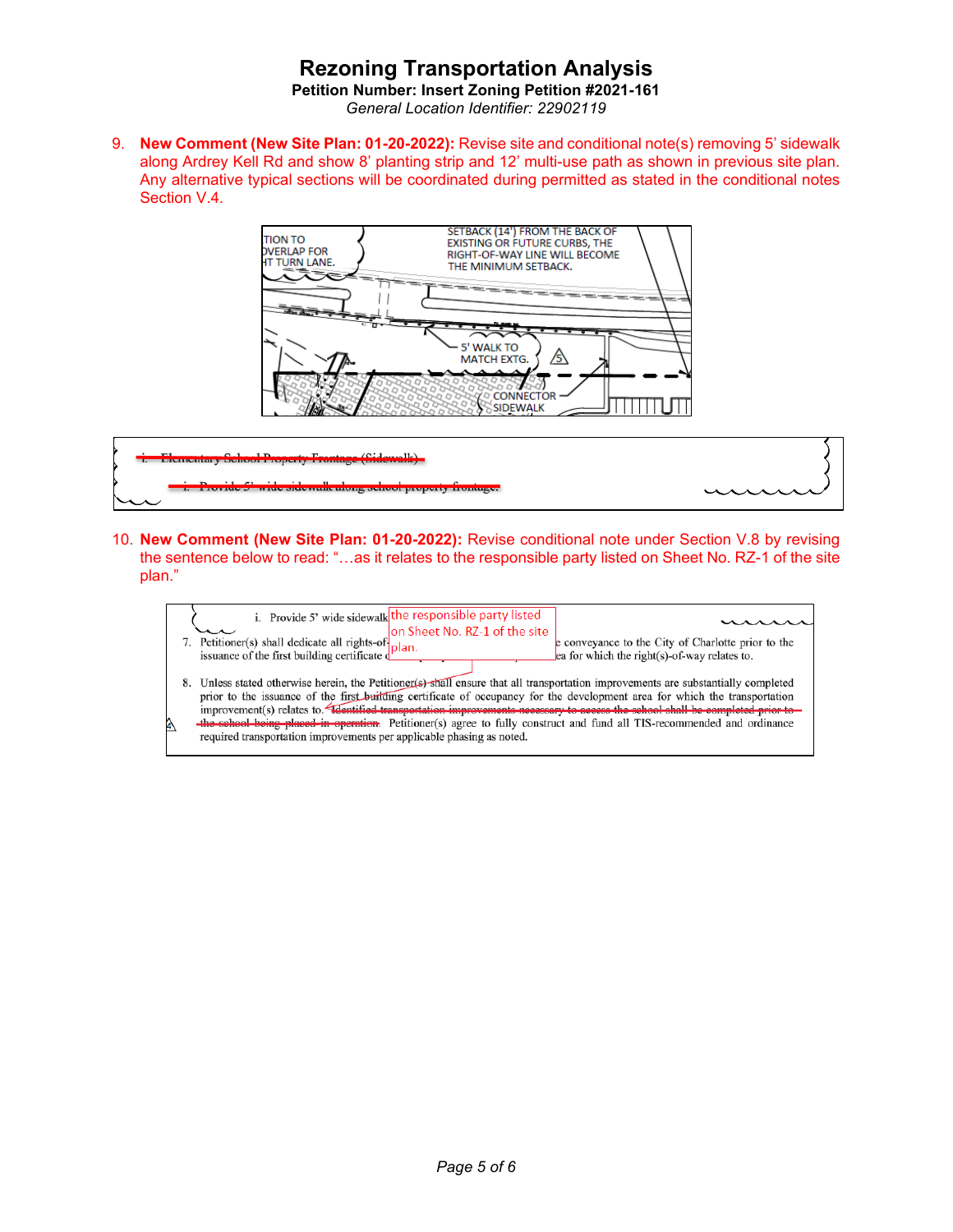# Rezoning Transportation Analysis

**Petition Number: Insert Zoning Petition #2021-161**

*General Location Identifier: 22902119*

9. **New Comment (New Site Plan: 01-20-2022):** Revise site and conditional note(s) removing 5' sidewalk along Ardrey Kell Rd and show 8' planting strip and 12' multi-use path as shown in previous site plan. Any alternative typical sections will be coordinated during permitted as stated in the conditional notes Section V.4.

TION TO OVERLAP FOR HT TURN LANE.

SETBACK (14') FROM THE BACK OF EXISTING OR FUTURE CURBS, THE RIGHT-OF-WAY LINE WILL BECOME THE MINIMUM SETBACK.

5' WALK TO MATCH EXTG.

CONNECTOR SIDEWALK

~~i. Elementary School Property Frontage (Sidewalk)~~

~~i. Provide 5' wide sidewalk along school property frontage.~~

10. **New Comment (New Site Plan: 01-20-2022):** Revise conditional note under Section V.8 by revising the sentence below to read: "…as it relates to the responsible party listed on Sheet No. RZ-1 of the site plan."

i. Provide 5' wide sidewalk

the responsible party listed on Sheet No. RZ-1 of the site plan.

7. Petitioner(s) shall dedicate all rights-of- … conveyance to the City of Charlotte prior to the issuance of the first building certificate o… …ea for which the right(s)-of-way relates to.

8. Unless stated otherwise herein, the Petitioner(s) shall ensure that all transportation improvements are substantially completed prior to the issuance of the first building certificate of occupancy for the development area for which the transportation improvement(s) relates to. ~~Identified transportation improvements necessary to access the school shall be completed prior to the school being placed in operation.~~ Petitioner(s) agree to fully construct and fund all TIS-recommended and ordinance required transportation improvements per applicable phasing as noted.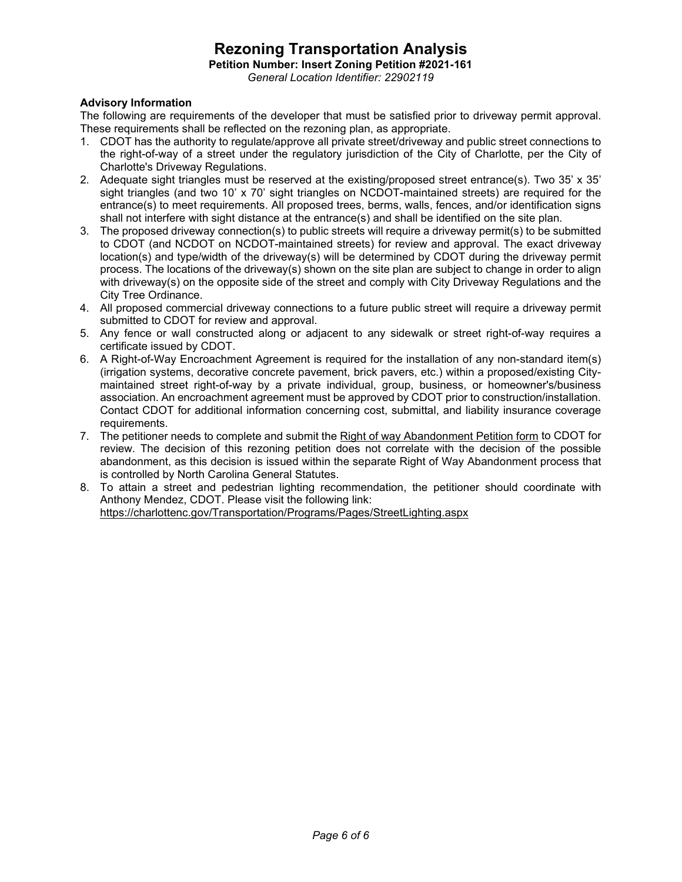# Rezoning Transportation Analysis

**Petition Number: Insert Zoning Petition #2021-161**

*General Location Identifier: 22902119*

**Advisory Information**

The following are requirements of the developer that must be satisfied prior to driveway permit approval. These requirements shall be reflected on the rezoning plan, as appropriate.

1. CDOT has the authority to regulate/approve all private street/driveway and public street connections to the right-of-way of a street under the regulatory jurisdiction of the City of Charlotte, per the City of Charlotte's Driveway Regulations.
2. Adequate sight triangles must be reserved at the existing/proposed street entrance(s). Two 35' x 35' sight triangles (and two 10' x 70' sight triangles on NCDOT-maintained streets) are required for the entrance(s) to meet requirements. All proposed trees, berms, walls, fences, and/or identification signs shall not interfere with sight distance at the entrance(s) and shall be identified on the site plan.
3. The proposed driveway connection(s) to public streets will require a driveway permit(s) to be submitted to CDOT (and NCDOT on NCDOT-maintained streets) for review and approval. The exact driveway location(s) and type/width of the driveway(s) will be determined by CDOT during the driveway permit process. The locations of the driveway(s) shown on the site plan are subject to change in order to align with driveway(s) on the opposite side of the street and comply with City Driveway Regulations and the City Tree Ordinance.
4. All proposed commercial driveway connections to a future public street will require a driveway permit submitted to CDOT for review and approval.
5. Any fence or wall constructed along or adjacent to any sidewalk or street right-of-way requires a certificate issued by CDOT.
6. A Right-of-Way Encroachment Agreement is required for the installation of any non-standard item(s) (irrigation systems, decorative concrete pavement, brick pavers, etc.) within a proposed/existing City-maintained street right-of-way by a private individual, group, business, or homeowner's/business association. An encroachment agreement must be approved by CDOT prior to construction/installation. Contact CDOT for additional information concerning cost, submittal, and liability insurance coverage requirements.
7. The petitioner needs to complete and submit the Right of way Abandonment Petition form to CDOT for review. The decision of this rezoning petition does not correlate with the decision of the possible abandonment, as this decision is issued within the separate Right of Way Abandonment process that is controlled by North Carolina General Statutes.
8. To attain a street and pedestrian lighting recommendation, the petitioner should coordinate with Anthony Mendez, CDOT. Please visit the following link: https://charlottenc.gov/Transportation/Programs/Pages/StreetLighting.aspx